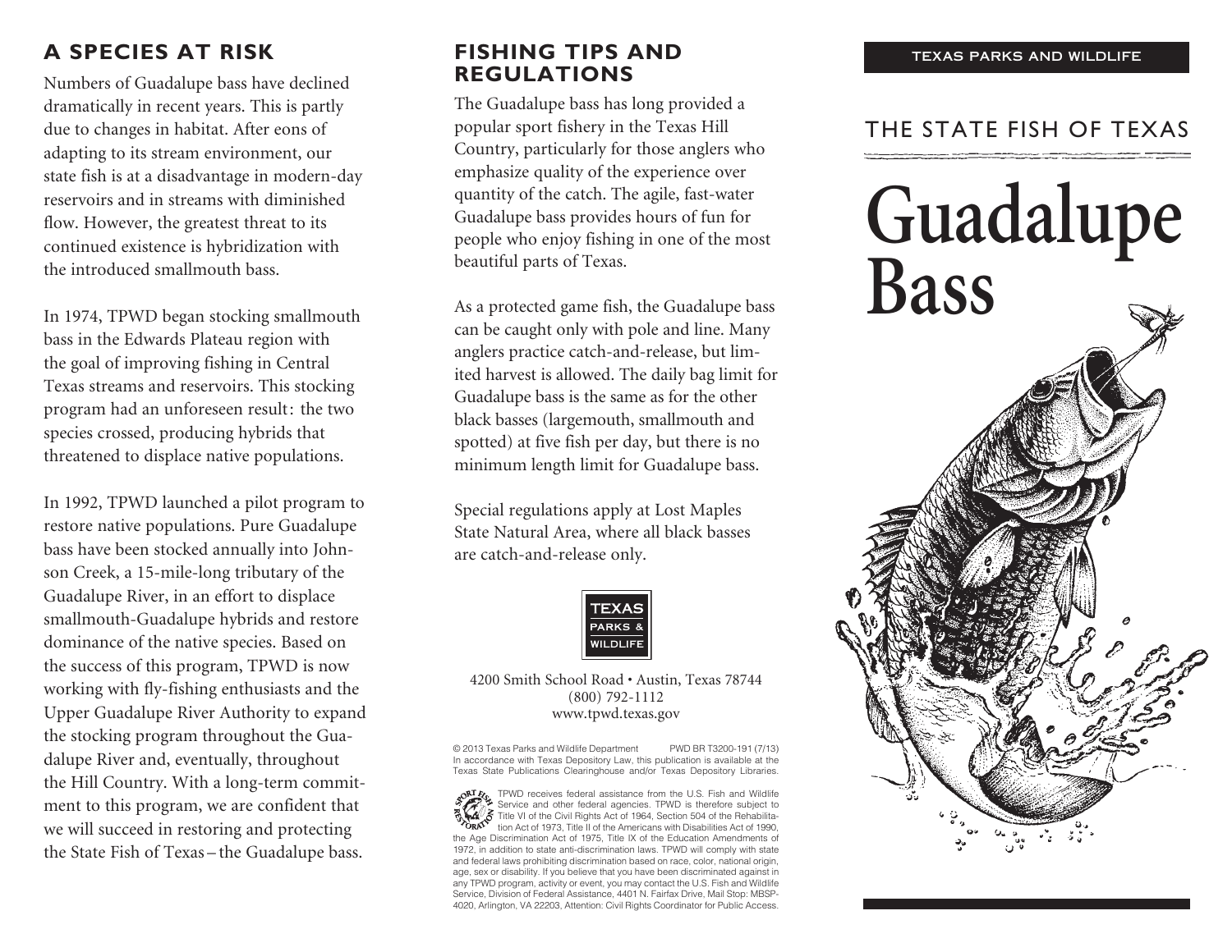## A SPECIES AT RISK

Numbers of Guadalupe bass have declined dramatically in recent years. This is partly due to changes in habitat. After eons of adapting to its stream environment, our state fish is at a disadvantage in modern-day reservoirs and in streams with diminished flow. However, the greatest threat to its continued existence is hybridization with the introduced smallmouth bass.

In 1974, TPWD began stocking smallmouth bass in the Edwards Plateau region with the goal of improving fishing in Central Texas streams and reservoirs. This stocking program had an unforeseen result: the two species crossed, producing hybrids that threatened to displace native populations.

In 1992, TPWD launched a pilot program to restore native populations. Pure Guadalupe bass have been stocked annually into Johnson Creek, a 15-mile-long tributary of the Guadalupe River, in an effort to displace smallmouth-Guadalupe hybrids and restore dominance of the native species. Based on the success of this program, TPWD is now working with fly-fishing enthusiasts and the Upper Guadalupe River Authority to expand the stocking program throughout the Guadalupe River and, eventually, throughout the Hill Country. With a long-term commitment to this program, we are confident that we will succeed in restoring and protecting the State Fish of Texas – the Guadalupe bass.

## FISHING TIPS AND REGULATIONS

The Guadalupe bass has long provided a popular sport fishery in the Texas Hill Country, particularly for those anglers who emphasize quality of the experience over quantity of the catch. The agile, fast-water Guadalupe bass provides hours of fun for people who enjoy fishing in one of the most beautiful parts of Texas.

As a protected game fish, the Guadalupe bass can be caught only with pole and line. Many anglers practice catch-and-release, but limited harvest is allowed. The daily bag limit for Guadalupe bass is the same as for the other black basses (largemouth, smallmouth and spotted) at five fish per day, but there is no minimum length limit for Guadalupe bass.

Special regulations apply at Lost Maples State Natural Area, where all black basses are catch-and-release only.

TEXAS PARKS & WILDLIFE

4200 Smith School Road • Austin, Texas 78744
(800) 792-1112
www.tpwd.texas.gov

© 2013 Texas Parks and Wildlife Department PWD BR T3200-191 (7/13)
In accordance with Texas Depository Law, this publication is available at the Texas State Publications Clearinghouse and/or Texas Depository Libraries.

TPWD receives federal assistance from the U.S. Fish and Wildlife Service and other federal agencies. TPWD is therefore subject to Title VI of the Civil Rights Act of 1964, Section 504 of the Rehabilitation Act of 1973, Title II of the Americans with Disabilities Act of 1990, the Age Discrimination Act of 1975, Title IX of the Education Amendments of 1972, in addition to state anti-discrimination laws. TPWD will comply with state and federal laws prohibiting discrimination based on race, color, national origin, age, sex or disability. If you believe that you have been discriminated against in any TPWD program, activity or event, you may contact the U.S. Fish and Wildlife Service, Division of Federal Assistance, 4401 N. Fairfax Drive, Mail Stop: MBSP-4020, Arlington, VA 22203, Attention: Civil Rights Coordinator for Public Access.

TEXAS PARKS AND WILDLIFE

THE STATE FISH OF TEXAS

# Guadalupe Bass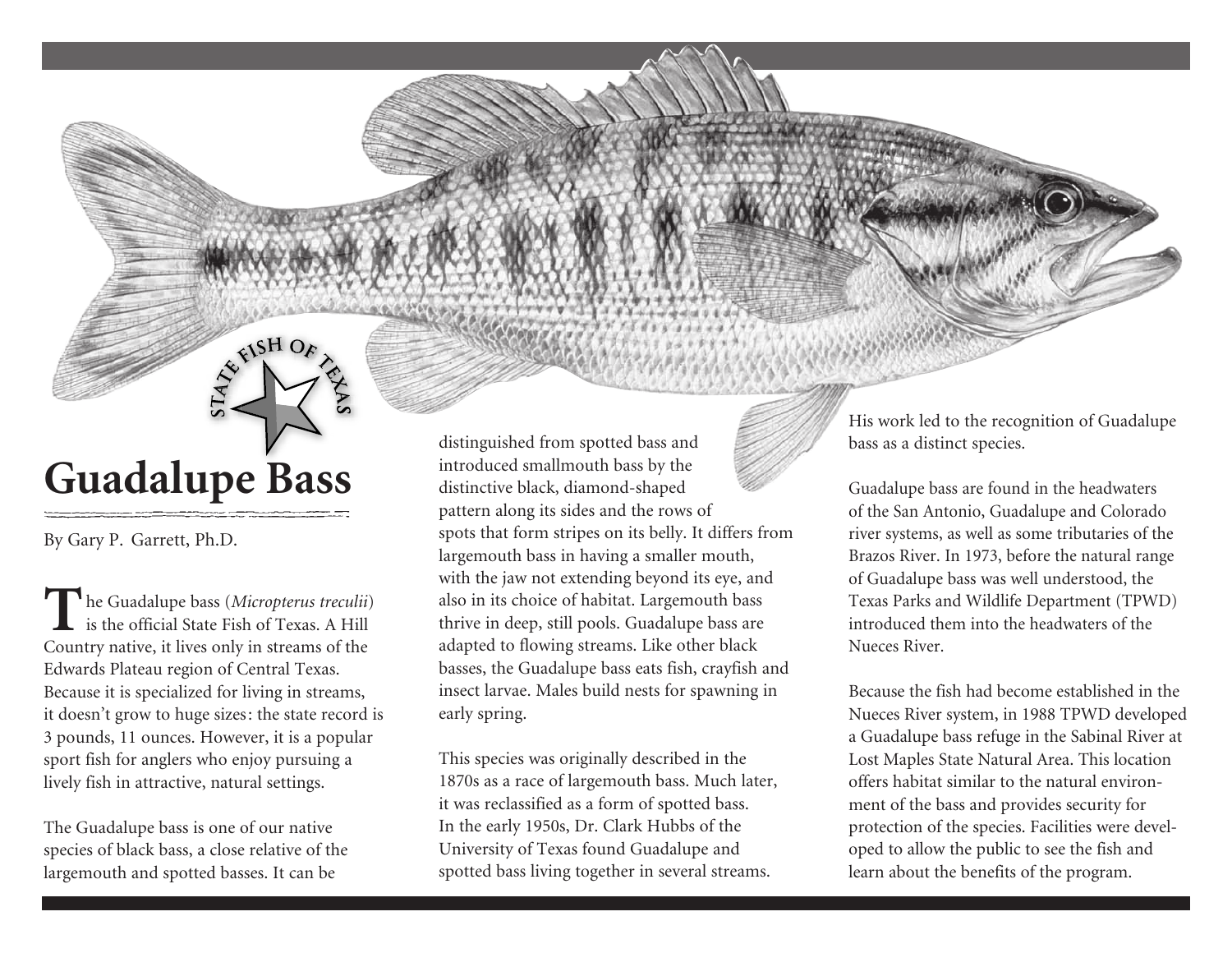STATE FISH OF TEXAS

# Guadalupe Bass

By Gary P. Garrett, Ph.D.

The Guadalupe bass (*Micropterus treculii*) is the official State Fish of Texas. A Hill Country native, it lives only in streams of the Edwards Plateau region of Central Texas. Because it is specialized for living in streams, it doesn't grow to huge sizes: the state record is 3 pounds, 11 ounces. However, it is a popular sport fish for anglers who enjoy pursuing a lively fish in attractive, natural settings.

The Guadalupe bass is one of our native species of black bass, a close relative of the largemouth and spotted basses. It can be distinguished from spotted bass and introduced smallmouth bass by the distinctive black, diamond-shaped pattern along its sides and the rows of spots that form stripes on its belly. It differs from largemouth bass in having a smaller mouth, with the jaw not extending beyond its eye, and also in its choice of habitat. Largemouth bass thrive in deep, still pools. Guadalupe bass are adapted to flowing streams. Like other black basses, the Guadalupe bass eats fish, crayfish and insect larvae. Males build nests for spawning in early spring.

This species was originally described in the 1870s as a race of largemouth bass. Much later, it was reclassified as a form of spotted bass. In the early 1950s, Dr. Clark Hubbs of the University of Texas found Guadalupe and spotted bass living together in several streams. His work led to the recognition of Guadalupe bass as a distinct species.

Guadalupe bass are found in the headwaters of the San Antonio, Guadalupe and Colorado river systems, as well as some tributaries of the Brazos River. In 1973, before the natural range of Guadalupe bass was well understood, the Texas Parks and Wildlife Department (TPWD) introduced them into the headwaters of the Nueces River.

Because the fish had become established in the Nueces River system, in 1988 TPWD developed a Guadalupe bass refuge in the Sabinal River at Lost Maples State Natural Area. This location offers habitat similar to the natural environment of the bass and provides security for protection of the species. Facilities were developed to allow the public to see the fish and learn about the benefits of the program.